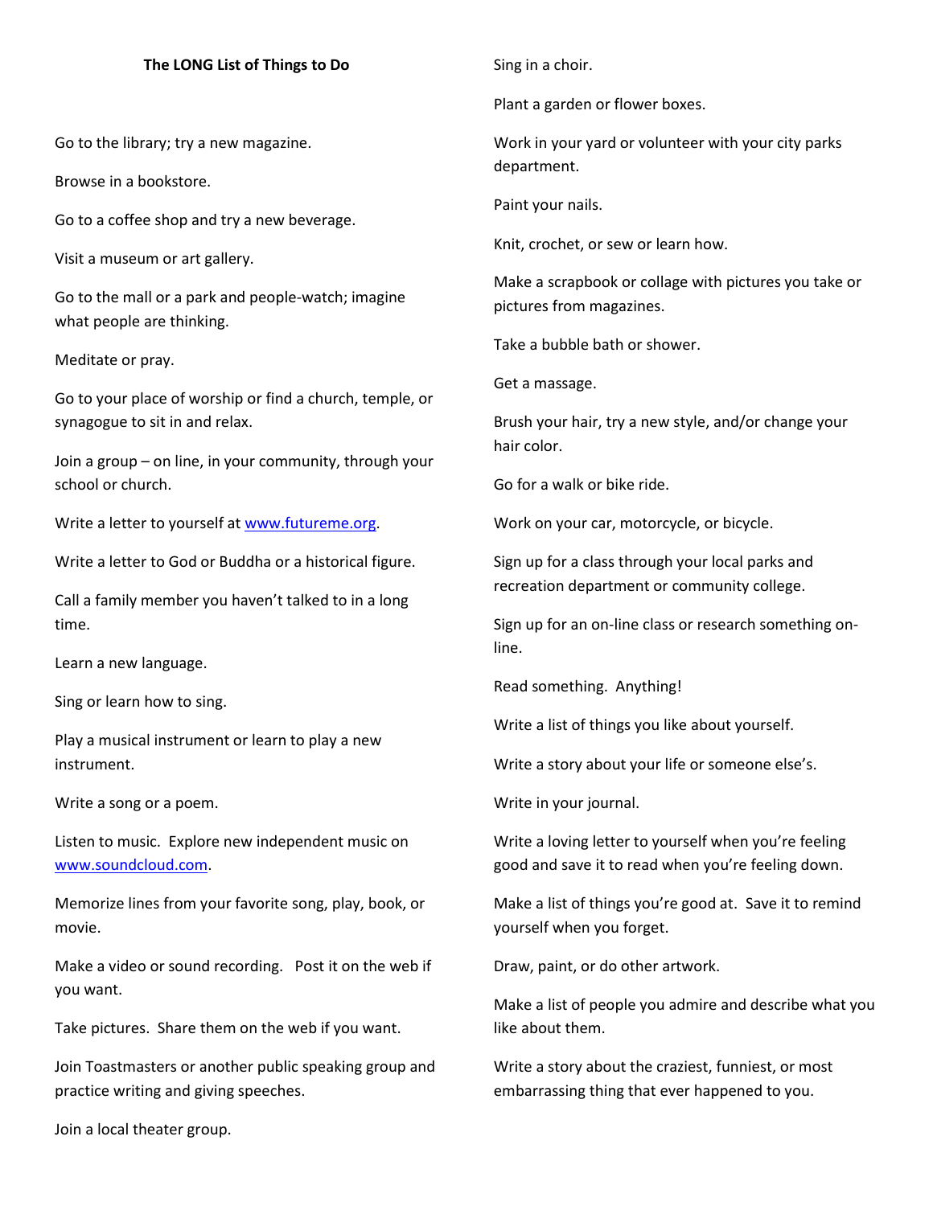# The LONG List of Things to Do

Go to the library; try a new magazine.

Browse in a bookstore.

Go to a coffee shop and try a new beverage.

Visit a museum or art gallery.

Go to the mall or a park and people-watch; imagine what people are thinking.

Meditate or pray.

Go to your place of worship or find a church, temple, or synagogue to sit in and relax.

Join a group – on line, in your community, through your school or church.

Write a letter to yourself at www.futureme.org.

Write a letter to God or Buddha or a historical figure.

Call a family member you haven't talked to in a long time.

Learn a new language.

Sing or learn how to sing.

Play a musical instrument or learn to play a new instrument.

Write a song or a poem.

Listen to music. Explore new independent music on www.soundcloud.com.

Memorize lines from your favorite song, play, book, or movie.

Make a video or sound recording. Post it on the web if you want.

Take pictures. Share them on the web if you want.

Join Toastmasters or another public speaking group and practice writing and giving speeches.

Join a local theater group.

Sing in a choir.

Plant a garden or flower boxes.

Work in your yard or volunteer with your city parks department.

Paint your nails.

Knit, crochet, or sew or learn how.

Make a scrapbook or collage with pictures you take or pictures from magazines.

Take a bubble bath or shower.

Get a massage.

Brush your hair, try a new style, and/or change your hair color.

Go for a walk or bike ride.

Work on your car, motorcycle, or bicycle.

Sign up for a class through your local parks and recreation department or community college.

Sign up for an on-line class or research something on-line.

Read something. Anything!

Write a list of things you like about yourself.

Write a story about your life or someone else's.

Write in your journal.

Write a loving letter to yourself when you're feeling good and save it to read when you're feeling down.

Make a list of things you're good at. Save it to remind yourself when you forget.

Draw, paint, or do other artwork.

Make a list of people you admire and describe what you like about them.

Write a story about the craziest, funniest, or most embarrassing thing that ever happened to you.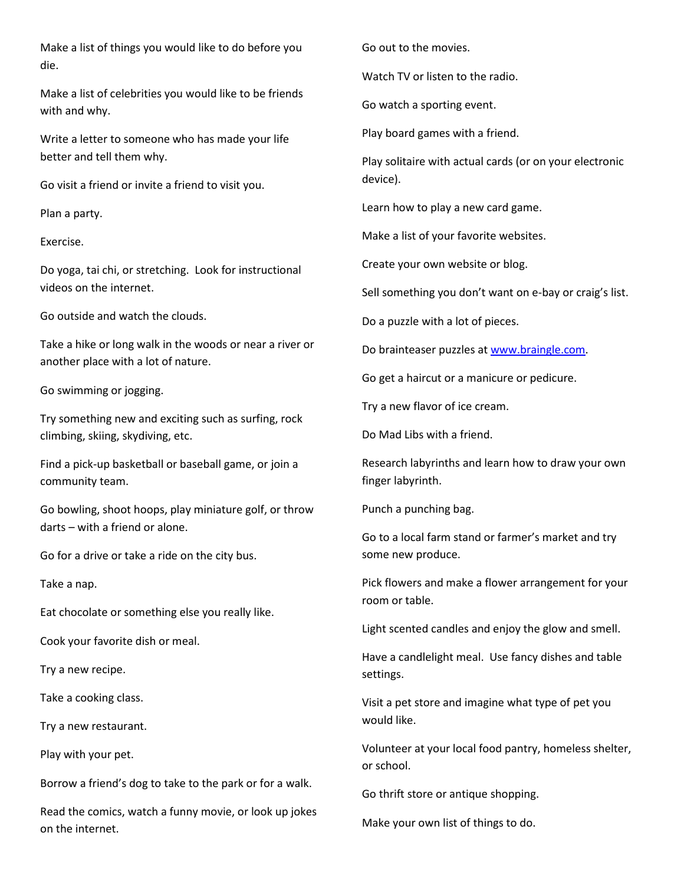Make a list of things you would like to do before you die.

Make a list of celebrities you would like to be friends with and why.

Write a letter to someone who has made your life better and tell them why.

Go visit a friend or invite a friend to visit you.

Plan a party.

Exercise.

Do yoga, tai chi, or stretching. Look for instructional videos on the internet.

Go outside and watch the clouds.

Take a hike or long walk in the woods or near a river or another place with a lot of nature.

Go swimming or jogging.

Try something new and exciting such as surfing, rock climbing, skiing, skydiving, etc.

Find a pick-up basketball or baseball game, or join a community team.

Go bowling, shoot hoops, play miniature golf, or throw darts – with a friend or alone.

Go for a drive or take a ride on the city bus.

Take a nap.

Eat chocolate or something else you really like.

Cook your favorite dish or meal.

Try a new recipe.

Take a cooking class.

Try a new restaurant.

Play with your pet.

Borrow a friend's dog to take to the park or for a walk.

Read the comics, watch a funny movie, or look up jokes on the internet.

Go out to the movies.

Watch TV or listen to the radio.

Go watch a sporting event.

Play board games with a friend.

Play solitaire with actual cards (or on your electronic device).

Learn how to play a new card game.

Make a list of your favorite websites.

Create your own website or blog.

Sell something you don't want on e-bay or craig's list.

Do a puzzle with a lot of pieces.

Do brainteaser puzzles at www.braingle.com.

Go get a haircut or a manicure or pedicure.

Try a new flavor of ice cream.

Do Mad Libs with a friend.

Research labyrinths and learn how to draw your own finger labyrinth.

Punch a punching bag.

Go to a local farm stand or farmer's market and try some new produce.

Pick flowers and make a flower arrangement for your room or table.

Light scented candles and enjoy the glow and smell.

Have a candlelight meal. Use fancy dishes and table settings.

Visit a pet store and imagine what type of pet you would like.

Volunteer at your local food pantry, homeless shelter, or school.

Go thrift store or antique shopping.

Make your own list of things to do.